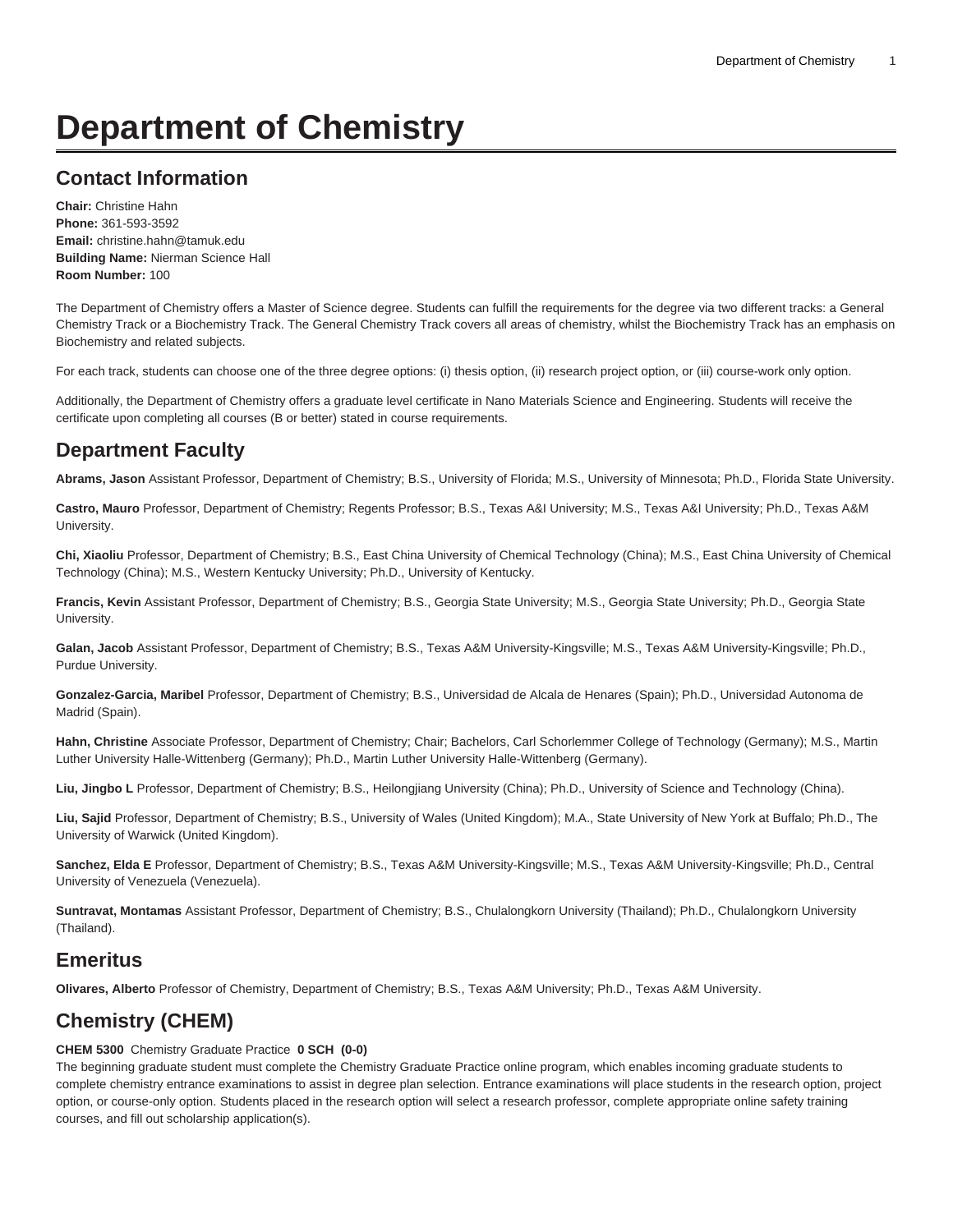# Department of Chemistry

## Contact Information

**Chair:** Christine Hahn
**Phone:** 361-593-3592
**Email:** christine.hahn@tamuk.edu
**Building Name:** Nierman Science Hall
**Room Number:** 100

The Department of Chemistry offers a Master of Science degree. Students can fulfill the requirements for the degree via two different tracks: a General Chemistry Track or a Biochemistry Track. The General Chemistry Track covers all areas of chemistry, whilst the Biochemistry Track has an emphasis on Biochemistry and related subjects.

For each track, students can choose one of the three degree options: (i) thesis option, (ii) research project option, or (iii) course-work only option.

Additionally, the Department of Chemistry offers a graduate level certificate in Nano Materials Science and Engineering. Students will receive the certificate upon completing all courses (B or better) stated in course requirements.

## Department Faculty

**Abrams, Jason** Assistant Professor, Department of Chemistry; B.S., University of Florida; M.S., University of Minnesota; Ph.D., Florida State University.

**Castro, Mauro** Professor, Department of Chemistry; Regents Professor; B.S., Texas A&I University; M.S., Texas A&I University; Ph.D., Texas A&M University.

**Chi, Xiaoliu** Professor, Department of Chemistry; B.S., East China University of Chemical Technology (China); M.S., East China University of Chemical Technology (China); M.S., Western Kentucky University; Ph.D., University of Kentucky.

**Francis, Kevin** Assistant Professor, Department of Chemistry; B.S., Georgia State University; M.S., Georgia State University; Ph.D., Georgia State University.

**Galan, Jacob** Assistant Professor, Department of Chemistry; B.S., Texas A&M University-Kingsville; M.S., Texas A&M University-Kingsville; Ph.D., Purdue University.

**Gonzalez-Garcia, Maribel** Professor, Department of Chemistry; B.S., Universidad de Alcala de Henares (Spain); Ph.D., Universidad Autonoma de Madrid (Spain).

**Hahn, Christine** Associate Professor, Department of Chemistry; Chair; Bachelors, Carl Schorlemmer College of Technology (Germany); M.S., Martin Luther University Halle-Wittenberg (Germany); Ph.D., Martin Luther University Halle-Wittenberg (Germany).

**Liu, Jingbo L** Professor, Department of Chemistry; B.S., Heilongjiang University (China); Ph.D., University of Science and Technology (China).

**Liu, Sajid** Professor, Department of Chemistry; B.S., University of Wales (United Kingdom); M.A., State University of New York at Buffalo; Ph.D., The University of Warwick (United Kingdom).

**Sanchez, Elda E** Professor, Department of Chemistry; B.S., Texas A&M University-Kingsville; M.S., Texas A&M University-Kingsville; Ph.D., Central University of Venezuela (Venezuela).

**Suntravat, Montamas** Assistant Professor, Department of Chemistry; B.S., Chulalongkorn University (Thailand); Ph.D., Chulalongkorn University (Thailand).

## Emeritus

**Olivares, Alberto** Professor of Chemistry, Department of Chemistry; B.S., Texas A&M University; Ph.D., Texas A&M University.

## Chemistry (CHEM)

**CHEM 5300** Chemistry Graduate Practice **0 SCH (0-0)**
The beginning graduate student must complete the Chemistry Graduate Practice online program, which enables incoming graduate students to complete chemistry entrance examinations to assist in degree plan selection. Entrance examinations will place students in the research option, project option, or course-only option. Students placed in the research option will select a research professor, complete appropriate online safety training courses, and fill out scholarship application(s).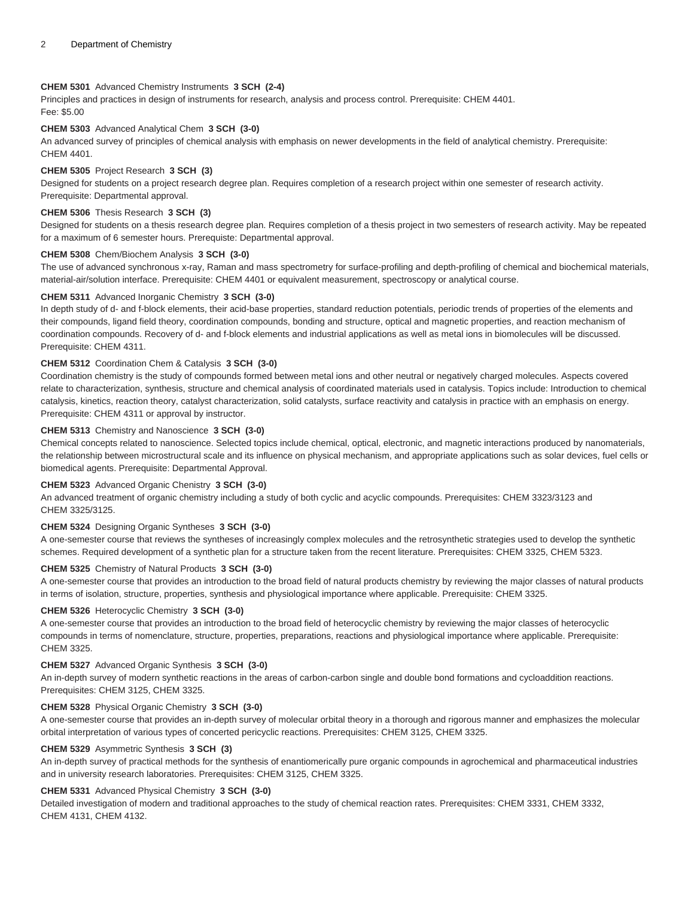**CHEM 5301** Advanced Chemistry Instruments **3 SCH (2-4)**
Principles and practices in design of instruments for research, analysis and process control. Prerequisite: CHEM 4401.
Fee: $5.00

**CHEM 5303** Advanced Analytical Chem **3 SCH (3-0)**
An advanced survey of principles of chemical analysis with emphasis on newer developments in the field of analytical chemistry. Prerequisite: CHEM 4401.

**CHEM 5305** Project Research **3 SCH (3)**
Designed for students on a project research degree plan. Requires completion of a research project within one semester of research activity. Prerequisite: Departmental approval.

**CHEM 5306** Thesis Research **3 SCH (3)**
Designed for students on a thesis research degree plan. Requires completion of a thesis project in two semesters of research activity. May be repeated for a maximum of 6 semester hours. Prerequisite: Departmental approval.

**CHEM 5308** Chem/Biochem Analysis **3 SCH (3-0)**
The use of advanced synchronous x-ray, Raman and mass spectrometry for surface-profiling and depth-profiling of chemical and biochemical materials, material-air/solution interface. Prerequisite: CHEM 4401 or equivalent measurement, spectroscopy or analytical course.

**CHEM 5311** Advanced Inorganic Chemistry **3 SCH (3-0)**
In depth study of d- and f-block elements, their acid-base properties, standard reduction potentials, periodic trends of properties of the elements and their compounds, ligand field theory, coordination compounds, bonding and structure, optical and magnetic properties, and reaction mechanism of coordination compounds. Recovery of d- and f-block elements and industrial applications as well as metal ions in biomolecules will be discussed. Prerequisite: CHEM 4311.

**CHEM 5312** Coordination Chem & Catalysis **3 SCH (3-0)**
Coordination chemistry is the study of compounds formed between metal ions and other neutral or negatively charged molecules. Aspects covered relate to characterization, synthesis, structure and chemical analysis of coordinated materials used in catalysis. Topics include: Introduction to chemical catalysis, kinetics, reaction theory, catalyst characterization, solid catalysts, surface reactivity and catalysis in practice with an emphasis on energy. Prerequisite: CHEM 4311 or approval by instructor.

**CHEM 5313** Chemistry and Nanoscience **3 SCH (3-0)**
Chemical concepts related to nanoscience. Selected topics include chemical, optical, electronic, and magnetic interactions produced by nanomaterials, the relationship between microstructural scale and its influence on physical mechanism, and appropriate applications such as solar devices, fuel cells or biomedical agents. Prerequisite: Departmental Approval.

**CHEM 5323** Advanced Organic Chenistry **3 SCH (3-0)**
An advanced treatment of organic chemistry including a study of both cyclic and acyclic compounds. Prerequisites: CHEM 3323/3123 and CHEM 3325/3125.

**CHEM 5324** Designing Organic Syntheses **3 SCH (3-0)**
A one-semester course that reviews the syntheses of increasingly complex molecules and the retrosynthetic strategies used to develop the synthetic schemes. Required development of a synthetic plan for a structure taken from the recent literature. Prerequisites: CHEM 3325, CHEM 5323.

**CHEM 5325** Chemistry of Natural Products **3 SCH (3-0)**
A one-semester course that provides an introduction to the broad field of natural products chemistry by reviewing the major classes of natural products in terms of isolation, structure, properties, synthesis and physiological importance where applicable. Prerequisite: CHEM 3325.

**CHEM 5326** Heterocyclic Chemistry **3 SCH (3-0)**
A one-semester course that provides an introduction to the broad field of heterocyclic chemistry by reviewing the major classes of heterocyclic compounds in terms of nomenclature, structure, properties, preparations, reactions and physiological importance where applicable. Prerequisite: CHEM 3325.

**CHEM 5327** Advanced Organic Synthesis **3 SCH (3-0)**
An in-depth survey of modern synthetic reactions in the areas of carbon-carbon single and double bond formations and cycloaddition reactions. Prerequisites: CHEM 3125, CHEM 3325.

**CHEM 5328** Physical Organic Chemistry **3 SCH (3-0)**
A one-semester course that provides an in-depth survey of molecular orbital theory in a thorough and rigorous manner and emphasizes the molecular orbital interpretation of various types of concerted pericyclic reactions. Prerequisites: CHEM 3125, CHEM 3325.

**CHEM 5329** Asymmetric Synthesis **3 SCH (3)**
An in-depth survey of practical methods for the synthesis of enantiomerically pure organic compounds in agrochemical and pharmaceutical industries and in university research laboratories. Prerequisites: CHEM 3125, CHEM 3325.

**CHEM 5331** Advanced Physical Chemistry **3 SCH (3-0)**
Detailed investigation of modern and traditional approaches to the study of chemical reaction rates. Prerequisites: CHEM 3331, CHEM 3332, CHEM 4131, CHEM 4132.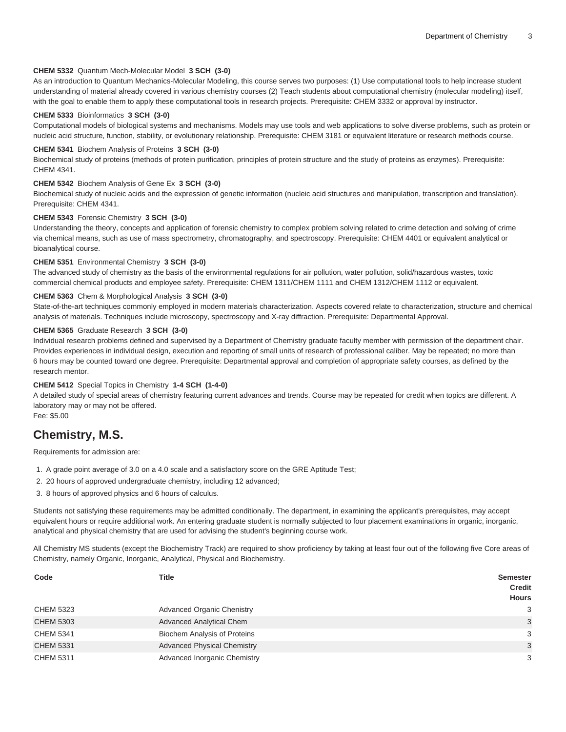**CHEM 5332** Quantum Mech-Molecular Model **3 SCH (3-0)**
As an introduction to Quantum Mechanics-Molecular Modeling, this course serves two purposes: (1) Use computational tools to help increase student understanding of material already covered in various chemistry courses (2) Teach students about computational chemistry (molecular modeling) itself, with the goal to enable them to apply these computational tools in research projects. Prerequisite: CHEM 3332 or approval by instructor.

**CHEM 5333** Bioinformatics **3 SCH (3-0)**
Computational models of biological systems and mechanisms. Models may use tools and web applications to solve diverse problems, such as protein or nucleic acid structure, function, stability, or evolutionary relationship. Prerequisite: CHEM 3181 or equivalent literature or research methods course.

**CHEM 5341** Biochem Analysis of Proteins **3 SCH (3-0)**
Biochemical study of proteins (methods of protein purification, principles of protein structure and the study of proteins as enzymes). Prerequisite: CHEM 4341.

**CHEM 5342** Biochem Analysis of Gene Ex **3 SCH (3-0)**
Biochemical study of nucleic acids and the expression of genetic information (nucleic acid structures and manipulation, transcription and translation). Prerequisite: CHEM 4341.

**CHEM 5343** Forensic Chemistry **3 SCH (3-0)**
Understanding the theory, concepts and application of forensic chemistry to complex problem solving related to crime detection and solving of crime via chemical means, such as use of mass spectrometry, chromatography, and spectroscopy. Prerequisite: CHEM 4401 or equivalent analytical or bioanalytical course.

**CHEM 5351** Environmental Chemistry **3 SCH (3-0)**
The advanced study of chemistry as the basis of the environmental regulations for air pollution, water pollution, solid/hazardous wastes, toxic commercial chemical products and employee safety. Prerequisite: CHEM 1311/CHEM 1111 and CHEM 1312/CHEM 1112 or equivalent.

**CHEM 5363** Chem & Morphological Analysis **3 SCH (3-0)**
State-of-the-art techniques commonly employed in modern materials characterization. Aspects covered relate to characterization, structure and chemical analysis of materials. Techniques include microscopy, spectroscopy and X-ray diffraction. Prerequisite: Departmental Approval.

**CHEM 5365** Graduate Research **3 SCH (3-0)**
Individual research problems defined and supervised by a Department of Chemistry graduate faculty member with permission of the department chair. Provides experiences in individual design, execution and reporting of small units of research of professional caliber. May be repeated; no more than 6 hours may be counted toward one degree. Prerequisite: Departmental approval and completion of appropriate safety courses, as defined by the research mentor.

**CHEM 5412** Special Topics in Chemistry **1-4 SCH (1-4-0)**
A detailed study of special areas of chemistry featuring current advances and trends. Course may be repeated for credit when topics are different. A laboratory may or may not be offered.
Fee: $5.00

## Chemistry, M.S.

Requirements for admission are:

1. A grade point average of 3.0 on a 4.0 scale and a satisfactory score on the GRE Aptitude Test;
2. 20 hours of approved undergraduate chemistry, including 12 advanced;
3. 8 hours of approved physics and 6 hours of calculus.

Students not satisfying these requirements may be admitted conditionally. The department, in examining the applicant's prerequisites, may accept equivalent hours or require additional work. An entering graduate student is normally subjected to four placement examinations in organic, inorganic, analytical and physical chemistry that are used for advising the student's beginning course work.

All Chemistry MS students (except the Biochemistry Track) are required to show proficiency by taking at least four out of the following five Core areas of Chemistry, namely Organic, Inorganic, Analytical, Physical and Biochemistry.

| Code | Title | Semester Credit Hours |
|---|---|---|
| CHEM 5323 | Advanced Organic Chenistry | 3 |
| CHEM 5303 | Advanced Analytical Chem | 3 |
| CHEM 5341 | Biochem Analysis of Proteins | 3 |
| CHEM 5331 | Advanced Physical Chemistry | 3 |
| CHEM 5311 | Advanced Inorganic Chemistry | 3 |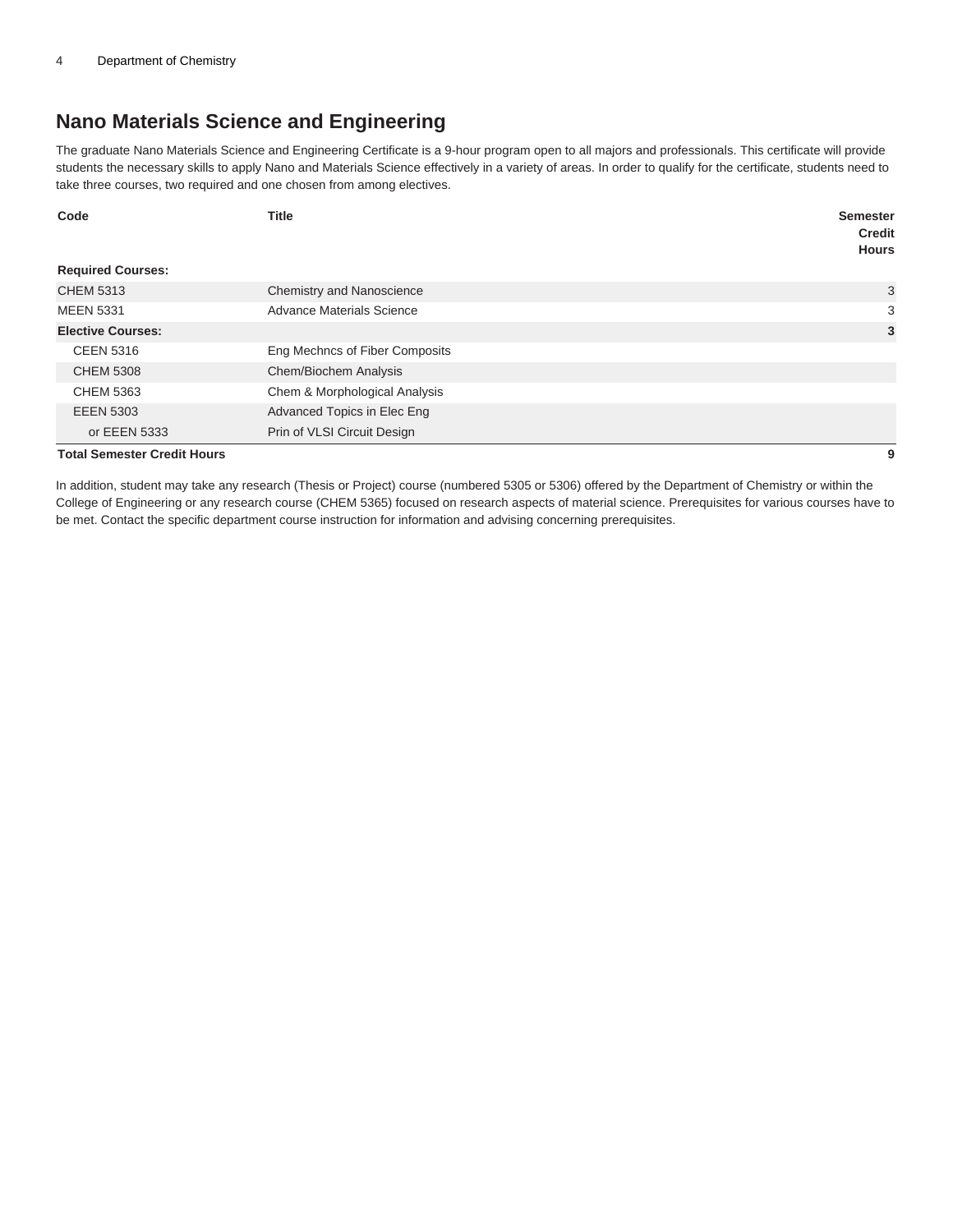## Nano Materials Science and Engineering

The graduate Nano Materials Science and Engineering Certificate is a 9-hour program open to all majors and professionals. This certificate will provide students the necessary skills to apply Nano and Materials Science effectively in a variety of areas. In order to qualify for the certificate, students need to take three courses, two required and one chosen from among electives.

| Code | Title | Semester Credit Hours |
| --- | --- | --- |
| **Required Courses:** | | |
| CHEM 5313 | Chemistry and Nanoscience | 3 |
| MEEN 5331 | Advance Materials Science | 3 |
| **Elective Courses:** | | **3** |
| CEEN 5316 | Eng Mechncs of Fiber Composits | |
| CHEM 5308 | Chem/Biochem Analysis | |
| CHEM 5363 | Chem & Morphological Analysis | |
| EEEN 5303 | Advanced Topics in Elec Eng | |
| or EEEN 5333 | Prin of VLSI Circuit Design | |
| **Total Semester Credit Hours** | | **9** |

In addition, student may take any research (Thesis or Project) course (numbered 5305 or 5306) offered by the Department of Chemistry or within the College of Engineering or any research course (CHEM 5365) focused on research aspects of material science. Prerequisites for various courses have to be met. Contact the specific department course instruction for information and advising concerning prerequisites.